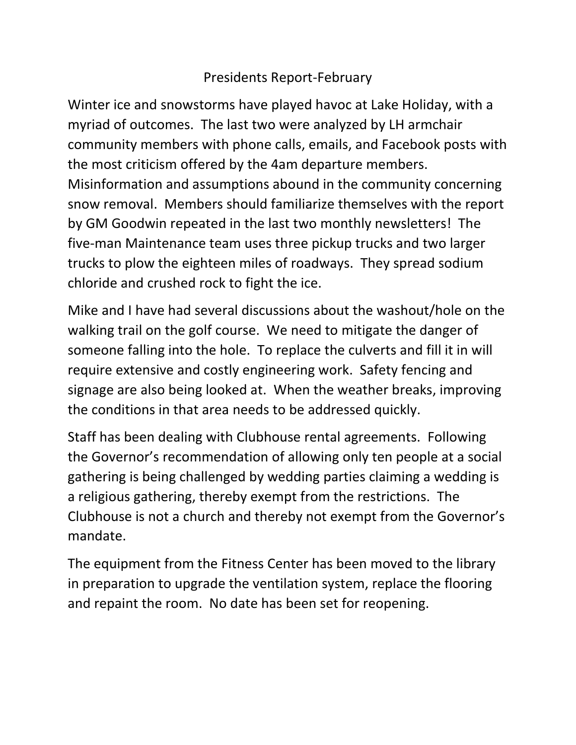# Presidents Report-February

Winter ice and snowstorms have played havoc at Lake Holiday, with a myriad of outcomes. The last two were analyzed by LH armchair community members with phone calls, emails, and Facebook posts with the most criticism offered by the 4am departure members. Misinformation and assumptions abound in the community concerning snow removal. Members should familiarize themselves with the report by GM Goodwin repeated in the last two monthly newsletters! The five-man Maintenance team uses three pickup trucks and two larger trucks to plow the eighteen miles of roadways. They spread sodium chloride and crushed rock to fight the ice.

Mike and I have had several discussions about the washout/hole on the walking trail on the golf course. We need to mitigate the danger of someone falling into the hole. To replace the culverts and fill it in will require extensive and costly engineering work. Safety fencing and signage are also being looked at. When the weather breaks, improving the conditions in that area needs to be addressed quickly.

Staff has been dealing with Clubhouse rental agreements. Following the Governor's recommendation of allowing only ten people at a social gathering is being challenged by wedding parties claiming a wedding is a religious gathering, thereby exempt from the restrictions. The Clubhouse is not a church and thereby not exempt from the Governor's mandate.

The equipment from the Fitness Center has been moved to the library in preparation to upgrade the ventilation system, replace the flooring and repaint the room. No date has been set for reopening.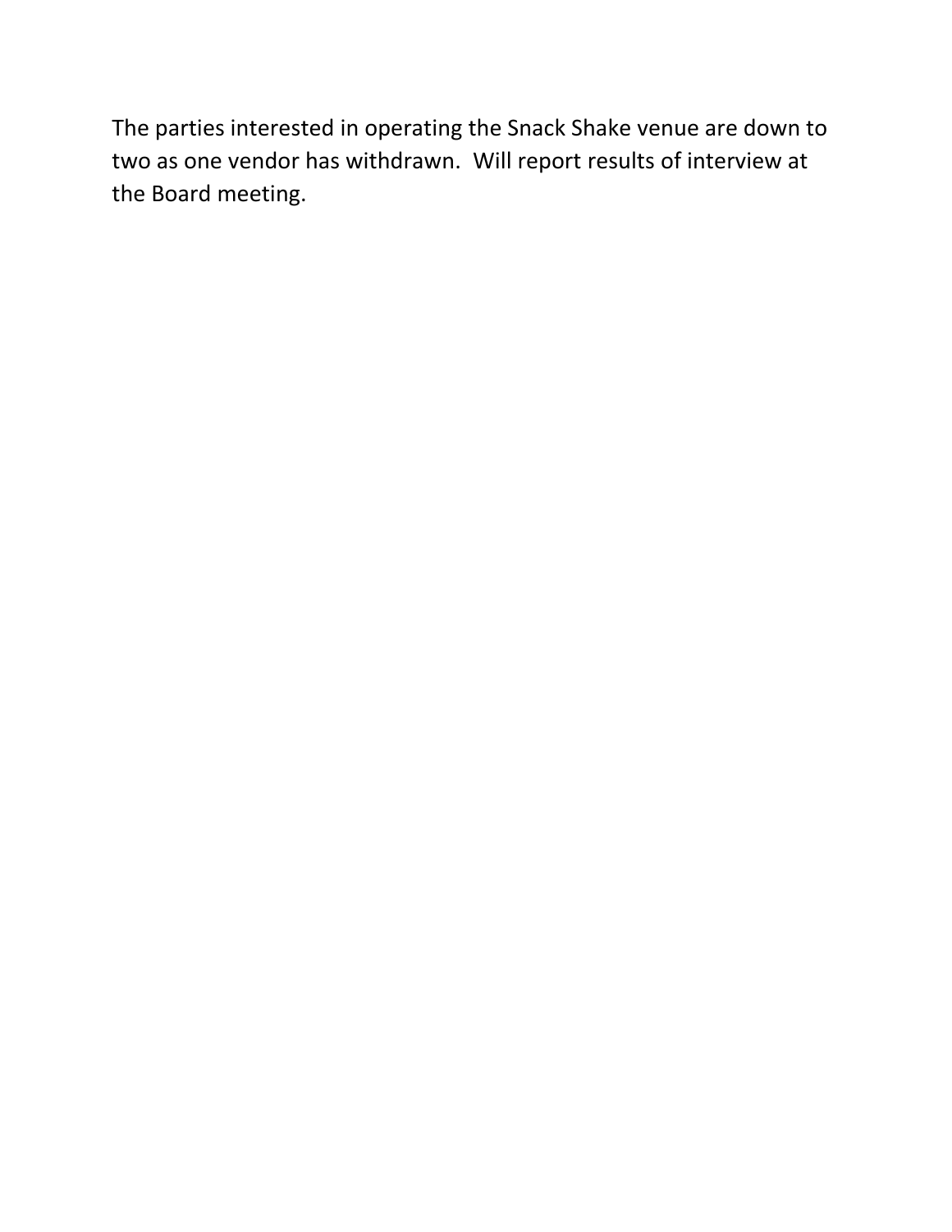The parties interested in operating the Snack Shake venue are down to two as one vendor has withdrawn.  Will report results of interview at the Board meeting.